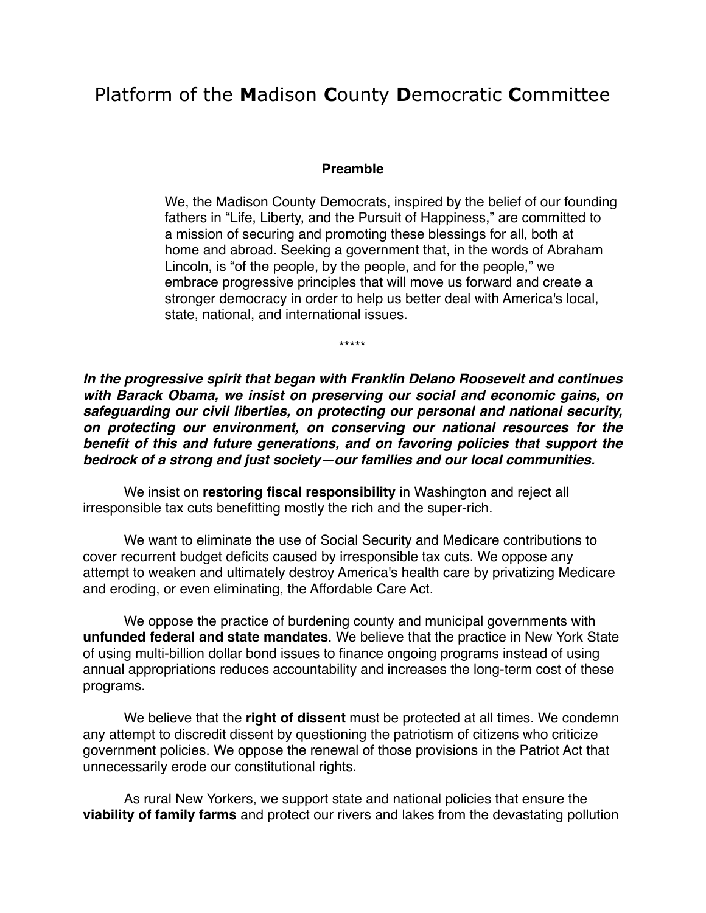# Platform of the **M**adison **C**ounty **D**emocratic **C**ommittee

**Preamble**

We, the Madison County Democrats, inspired by the belief of our founding fathers in "Life, Liberty, and the Pursuit of Happiness," are committed to a mission of securing and promoting these blessings for all, both at home and abroad. Seeking a government that, in the words of Abraham Lincoln, is "of the people, by the people, and for the people," we embrace progressive principles that will move us forward and create a stronger democracy in order to help us better deal with America's local, state, national, and international issues.

*****

***In the progressive spirit that began with Franklin Delano Roosevelt and continues with Barack Obama, we insist on preserving our social and economic gains, on safeguarding our civil liberties, on protecting our personal and national security, on protecting our environment, on conserving our national resources for the benefit of this and future generations, and on favoring policies that support the bedrock of a strong and just society—our families and our local communities.***

We insist on **restoring fiscal responsibility** in Washington and reject all irresponsible tax cuts benefitting mostly the rich and the super-rich.

We want to eliminate the use of Social Security and Medicare contributions to cover recurrent budget deficits caused by irresponsible tax cuts. We oppose any attempt to weaken and ultimately destroy America's health care by privatizing Medicare and eroding, or even eliminating, the Affordable Care Act.

We oppose the practice of burdening county and municipal governments with **unfunded federal and state mandates**. We believe that the practice in New York State of using multi-billion dollar bond issues to finance ongoing programs instead of using annual appropriations reduces accountability and increases the long-term cost of these programs.

We believe that the **right of dissent** must be protected at all times. We condemn any attempt to discredit dissent by questioning the patriotism of citizens who criticize government policies. We oppose the renewal of those provisions in the Patriot Act that unnecessarily erode our constitutional rights.

As rural New Yorkers, we support state and national policies that ensure the **viability of family farms** and protect our rivers and lakes from the devastating pollution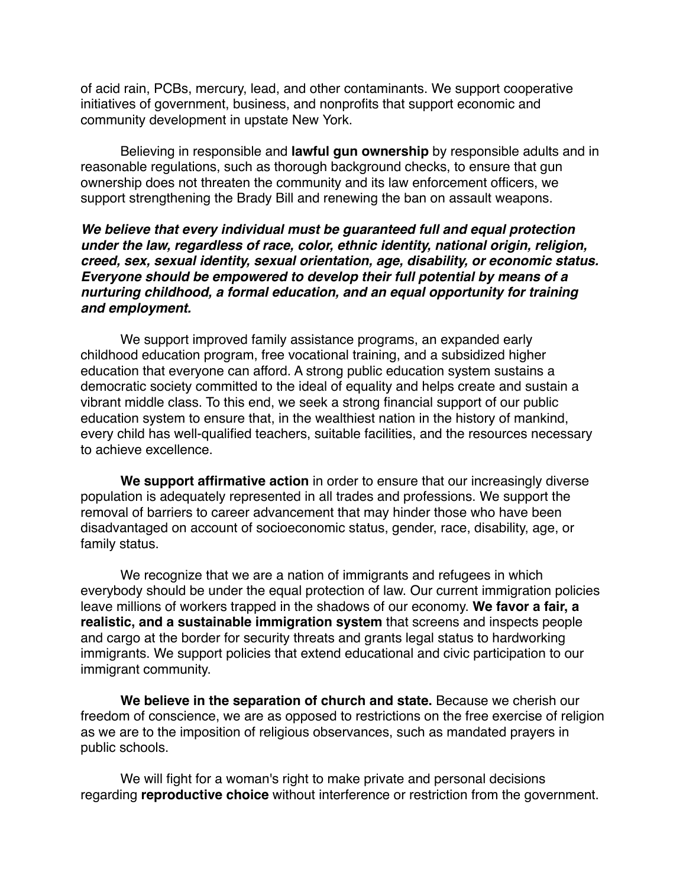of acid rain, PCBs, mercury, lead, and other contaminants. We support cooperative initiatives of government, business, and nonprofits that support economic and community development in upstate New York.

Believing in responsible and **lawful gun ownership** by responsible adults and in reasonable regulations, such as thorough background checks, to ensure that gun ownership does not threaten the community and its law enforcement officers, we support strengthening the Brady Bill and renewing the ban on assault weapons.

***We believe that every individual must be guaranteed full and equal protection under the law, regardless of race, color, ethnic identity, national origin, religion, creed, sex, sexual identity, sexual orientation, age, disability, or economic status. Everyone should be empowered to develop their full potential by means of a nurturing childhood, a formal education, and an equal opportunity for training and employment.***

We support improved family assistance programs, an expanded early childhood education program, free vocational training, and a subsidized higher education that everyone can afford. A strong public education system sustains a democratic society committed to the ideal of equality and helps create and sustain a vibrant middle class. To this end, we seek a strong financial support of our public education system to ensure that, in the wealthiest nation in the history of mankind, every child has well-qualified teachers, suitable facilities, and the resources necessary to achieve excellence.

**We support affirmative action** in order to ensure that our increasingly diverse population is adequately represented in all trades and professions. We support the removal of barriers to career advancement that may hinder those who have been disadvantaged on account of socioeconomic status, gender, race, disability, age, or family status.

We recognize that we are a nation of immigrants and refugees in which everybody should be under the equal protection of law. Our current immigration policies leave millions of workers trapped in the shadows of our economy. **We favor a fair, a realistic, and a sustainable immigration system** that screens and inspects people and cargo at the border for security threats and grants legal status to hardworking immigrants. We support policies that extend educational and civic participation to our immigrant community.

**We believe in the separation of church and state.** Because we cherish our freedom of conscience, we are as opposed to restrictions on the free exercise of religion as we are to the imposition of religious observances, such as mandated prayers in public schools.

We will fight for a woman's right to make private and personal decisions regarding **reproductive choice** without interference or restriction from the government.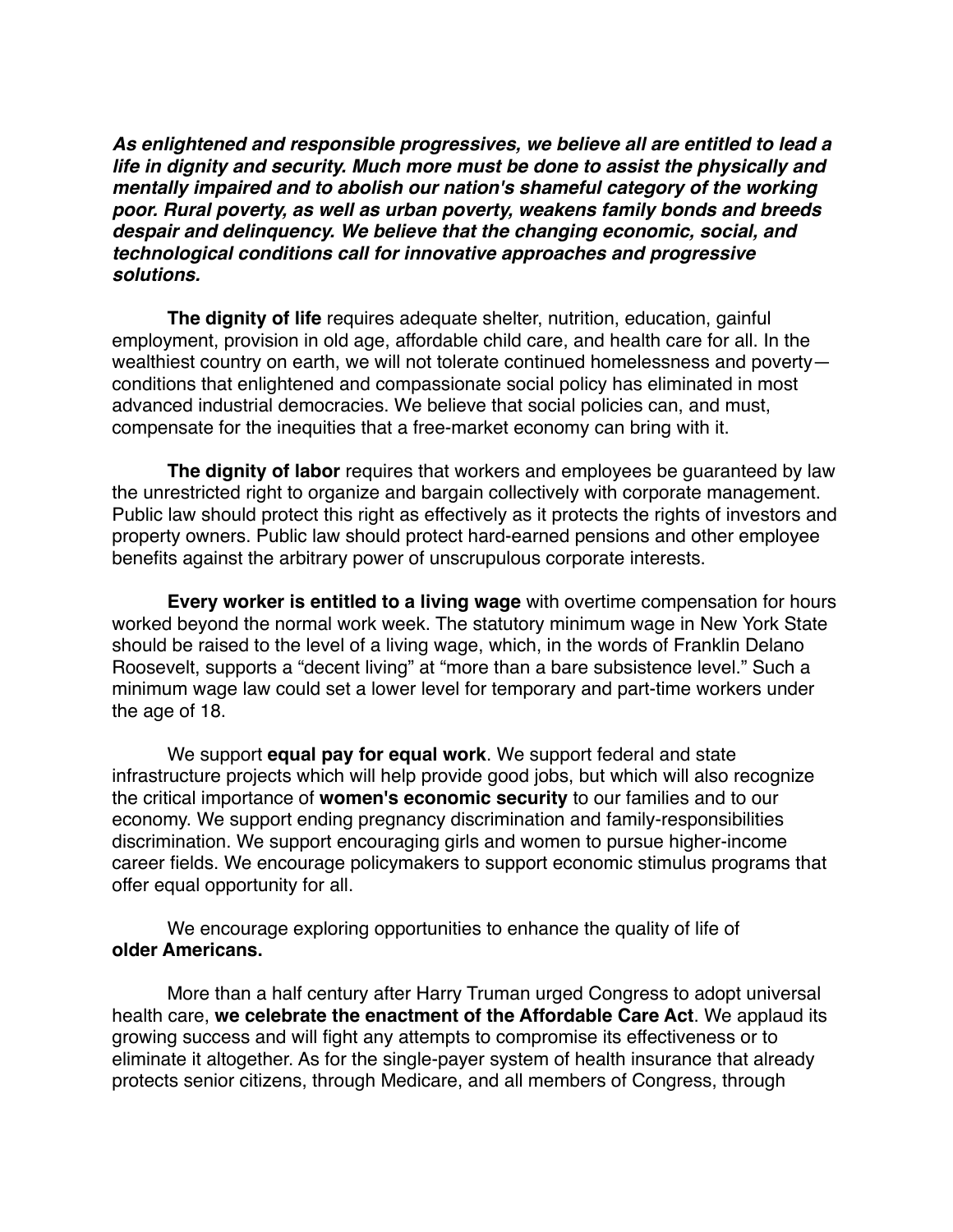***As enlightened and responsible progressives, we believe all are entitled to lead a life in dignity and security. Much more must be done to assist the physically and mentally impaired and to abolish our nation's shameful category of the working poor. Rural poverty, as well as urban poverty, weakens family bonds and breeds despair and delinquency. We believe that the changing economic, social, and technological conditions call for innovative approaches and progressive solutions.***

**The dignity of life** requires adequate shelter, nutrition, education, gainful employment, provision in old age, affordable child care, and health care for all. In the wealthiest country on earth, we will not tolerate continued homelessness and poverty—conditions that enlightened and compassionate social policy has eliminated in most advanced industrial democracies. We believe that social policies can, and must, compensate for the inequities that a free-market economy can bring with it.

**The dignity of labor** requires that workers and employees be guaranteed by law the unrestricted right to organize and bargain collectively with corporate management. Public law should protect this right as effectively as it protects the rights of investors and property owners. Public law should protect hard-earned pensions and other employee benefits against the arbitrary power of unscrupulous corporate interests.

**Every worker is entitled to a living wage** with overtime compensation for hours worked beyond the normal work week. The statutory minimum wage in New York State should be raised to the level of a living wage, which, in the words of Franklin Delano Roosevelt, supports a "decent living" at "more than a bare subsistence level." Such a minimum wage law could set a lower level for temporary and part-time workers under the age of 18.

We support **equal pay for equal work**. We support federal and state infrastructure projects which will help provide good jobs, but which will also recognize the critical importance of **women's economic security** to our families and to our economy. We support ending pregnancy discrimination and family-responsibilities discrimination. We support encouraging girls and women to pursue higher-income career fields. We encourage policymakers to support economic stimulus programs that offer equal opportunity for all.

We encourage exploring opportunities to enhance the quality of life of **older Americans.**

More than a half century after Harry Truman urged Congress to adopt universal health care, **we celebrate the enactment of the Affordable Care Act**. We applaud its growing success and will fight any attempts to compromise its effectiveness or to eliminate it altogether. As for the single-payer system of health insurance that already protects senior citizens, through Medicare, and all members of Congress, through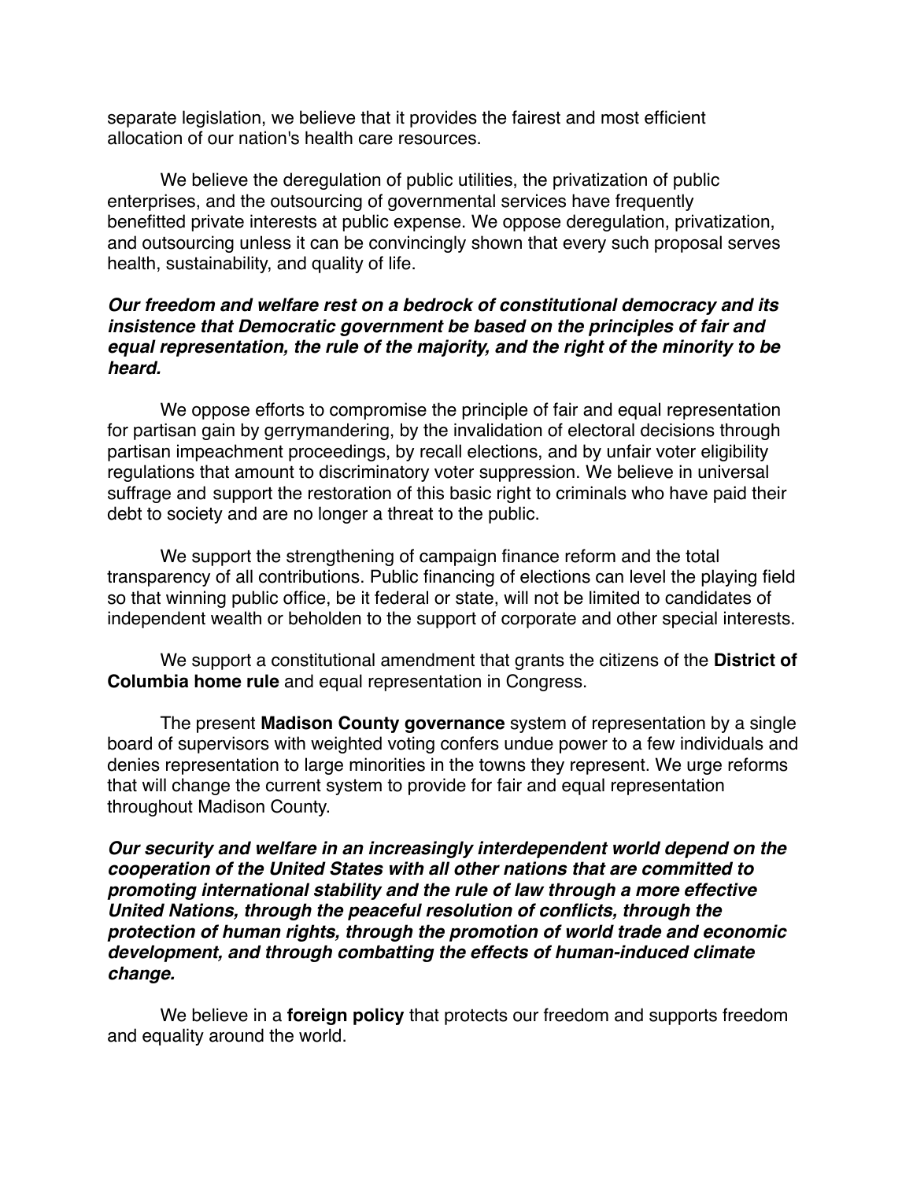separate legislation, we believe that it provides the fairest and most efficient allocation of our nation's health care resources.

We believe the deregulation of public utilities, the privatization of public enterprises, and the outsourcing of governmental services have frequently benefitted private interests at public expense. We oppose deregulation, privatization, and outsourcing unless it can be convincingly shown that every such proposal serves health, sustainability, and quality of life.

***Our freedom and welfare rest on a bedrock of constitutional democracy and its insistence that Democratic government be based on the principles of fair and equal representation, the rule of the majority, and the right of the minority to be heard.***

We oppose efforts to compromise the principle of fair and equal representation for partisan gain by gerrymandering, by the invalidation of electoral decisions through partisan impeachment proceedings, by recall elections, and by unfair voter eligibility regulations that amount to discriminatory voter suppression. We believe in universal suffrage and support the restoration of this basic right to criminals who have paid their debt to society and are no longer a threat to the public.

We support the strengthening of campaign finance reform and the total transparency of all contributions. Public financing of elections can level the playing field so that winning public office, be it federal or state, will not be limited to candidates of independent wealth or beholden to the support of corporate and other special interests.

We support a constitutional amendment that grants the citizens of the **District of Columbia home rule** and equal representation in Congress.

The present **Madison County governance** system of representation by a single board of supervisors with weighted voting confers undue power to a few individuals and denies representation to large minorities in the towns they represent. We urge reforms that will change the current system to provide for fair and equal representation throughout Madison County.

***Our security and welfare in an increasingly interdependent world depend on the cooperation of the United States with all other nations that are committed to promoting international stability and the rule of law through a more effective United Nations, through the peaceful resolution of conflicts, through the protection of human rights, through the promotion of world trade and economic development, and through combatting the effects of human-induced climate change.***

We believe in a **foreign policy** that protects our freedom and supports freedom and equality around the world.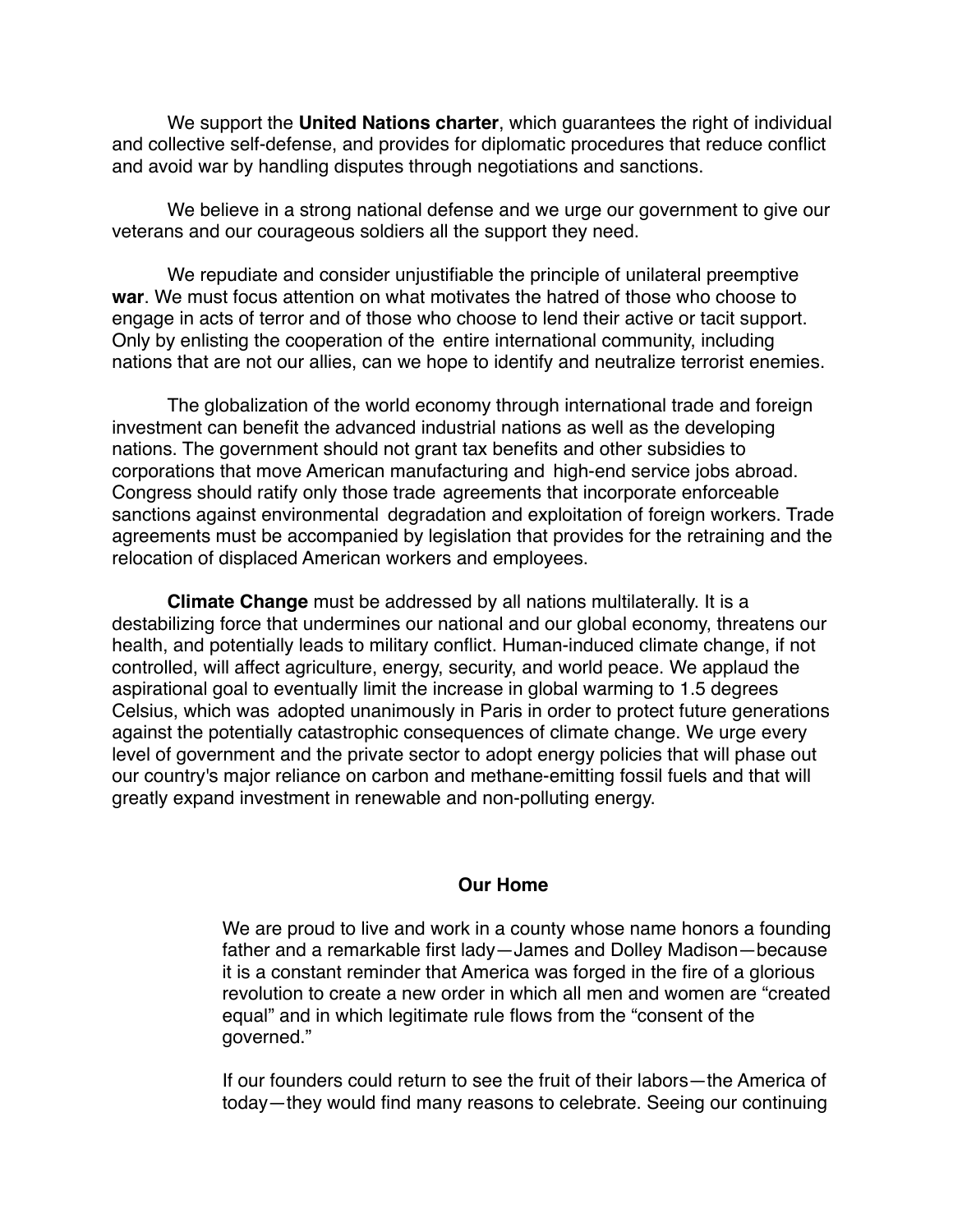We support the **United Nations charter**, which guarantees the right of individual and collective self-defense, and provides for diplomatic procedures that reduce conflict and avoid war by handling disputes through negotiations and sanctions.

We believe in a strong national defense and we urge our government to give our veterans and our courageous soldiers all the support they need.

We repudiate and consider unjustifiable the principle of unilateral preemptive **war**. We must focus attention on what motivates the hatred of those who choose to engage in acts of terror and of those who choose to lend their active or tacit support. Only by enlisting the cooperation of the entire international community, including nations that are not our allies, can we hope to identify and neutralize terrorist enemies.

The globalization of the world economy through international trade and foreign investment can benefit the advanced industrial nations as well as the developing nations. The government should not grant tax benefits and other subsidies to corporations that move American manufacturing and high-end service jobs abroad. Congress should ratify only those trade agreements that incorporate enforceable sanctions against environmental degradation and exploitation of foreign workers. Trade agreements must be accompanied by legislation that provides for the retraining and the relocation of displaced American workers and employees.

**Climate Change** must be addressed by all nations multilaterally. It is a destabilizing force that undermines our national and our global economy, threatens our health, and potentially leads to military conflict. Human-induced climate change, if not controlled, will affect agriculture, energy, security, and world peace. We applaud the aspirational goal to eventually limit the increase in global warming to 1.5 degrees Celsius, which was adopted unanimously in Paris in order to protect future generations against the potentially catastrophic consequences of climate change. We urge every level of government and the private sector to adopt energy policies that will phase out our country's major reliance on carbon and methane-emitting fossil fuels and that will greatly expand investment in renewable and non-polluting energy.

## Our Home

We are proud to live and work in a county whose name honors a founding father and a remarkable first lady—James and Dolley Madison—because it is a constant reminder that America was forged in the fire of a glorious revolution to create a new order in which all men and women are "created equal" and in which legitimate rule flows from the "consent of the governed."

If our founders could return to see the fruit of their labors—the America of today—they would find many reasons to celebrate. Seeing our continuing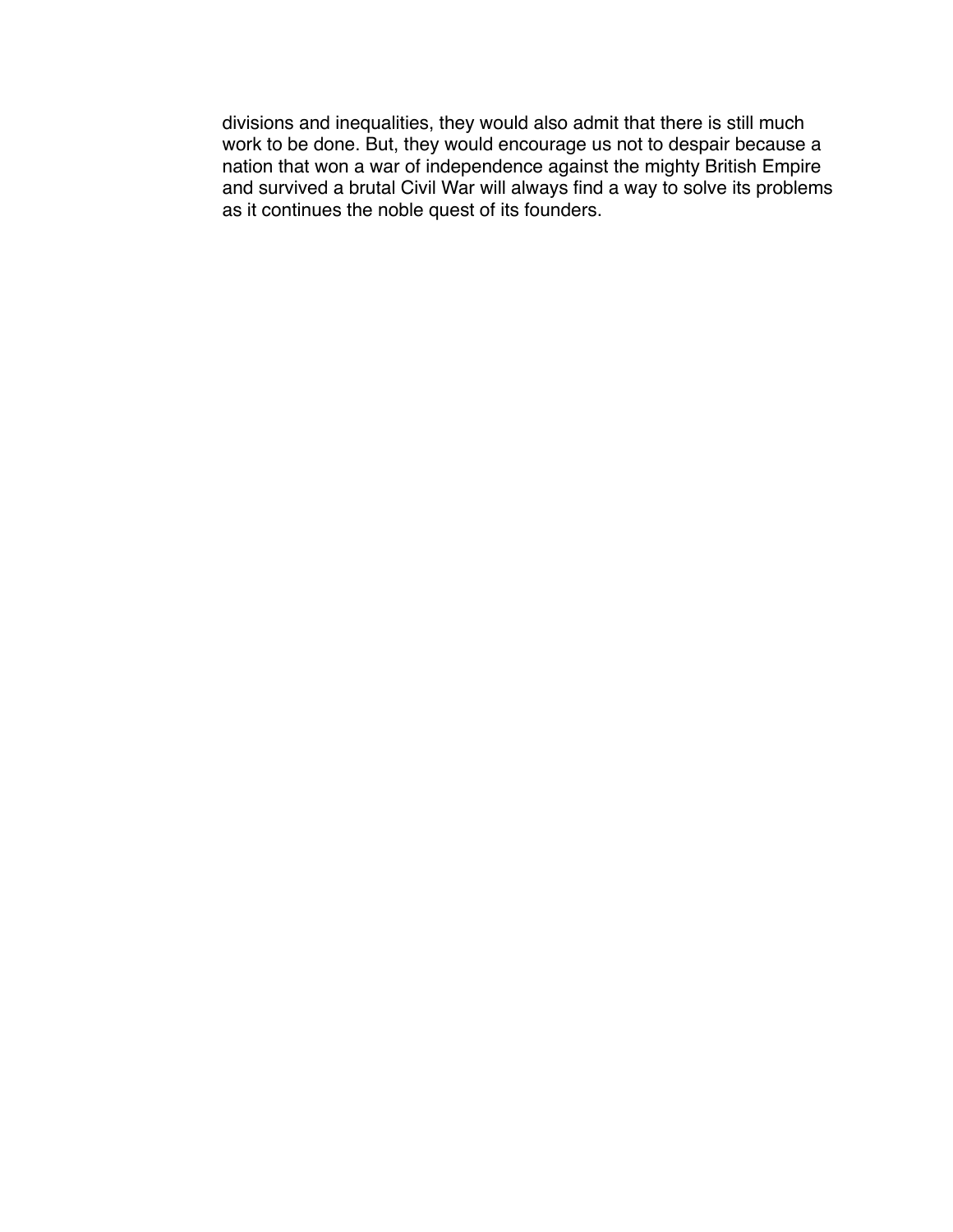divisions and inequalities, they would also admit that there is still much work to be done. But, they would encourage us not to despair because a nation that won a war of independence against the mighty British Empire and survived a brutal Civil War will always find a way to solve its problems as it continues the noble quest of its founders.